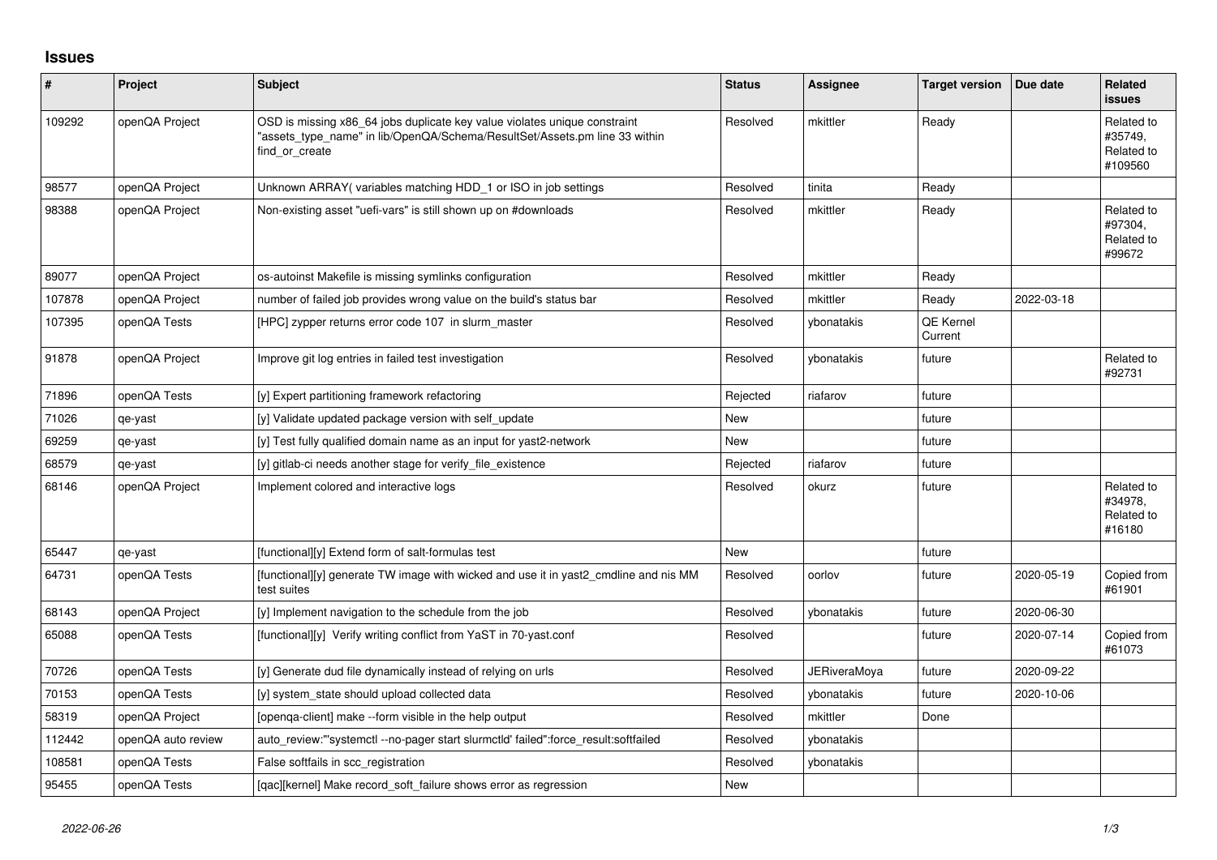# Issues

| # | Project | Subject | Status | Assignee | Target version | Due date | Related issues |
|---|---|---|---|---|---|---|---|
| 109292 | openQA Project | OSD is missing x86_64 jobs duplicate key value violates unique constraint "assets_type_name" in lib/OpenQA/Schema/ResultSet/Assets.pm line 33 within find_or_create | Resolved | mkittler | Ready | | Related to #35749, Related to #109560 |
| 98577 | openQA Project | Unknown ARRAY( variables matching HDD_1 or ISO in job settings | Resolved | tinita | Ready | | |
| 98388 | openQA Project | Non-existing asset "uefi-vars" is still shown up on #downloads | Resolved | mkittler | Ready | | Related to #97304, Related to #99672 |
| 89077 | openQA Project | os-autoinst Makefile is missing symlinks configuration | Resolved | mkittler | Ready | | |
| 107878 | openQA Project | number of failed job provides wrong value on the build's status bar | Resolved | mkittler | Ready | 2022-03-18 | |
| 107395 | openQA Tests | [HPC] zypper returns error code 107 in slurm_master | Resolved | ybonatakis | QE Kernel Current | | |
| 91878 | openQA Project | Improve git log entries in failed test investigation | Resolved | ybonatakis | future | | Related to #92731 |
| 71896 | openQA Tests | [y] Expert partitioning framework refactoring | Rejected | riafarov | future | | |
| 71026 | qe-yast | [y] Validate updated package version with self_update | New | | future | | |
| 69259 | qe-yast | [y] Test fully qualified domain name as an input for yast2-network | New | | future | | |
| 68579 | qe-yast | [y] gitlab-ci needs another stage for verify_file_existence | Rejected | riafarov | future | | |
| 68146 | openQA Project | Implement colored and interactive logs | Resolved | okurz | future | | Related to #34978, Related to #16180 |
| 65447 | qe-yast | [functional][y] Extend form of salt-formulas test | New | | future | | |
| 64731 | openQA Tests | [functional][y] generate TW image with wicked and use it in yast2_cmdline and nis MM test suites | Resolved | oorlov | future | 2020-05-19 | Copied from #61901 |
| 68143 | openQA Project | [y] Implement navigation to the schedule from the job | Resolved | ybonatakis | future | 2020-06-30 | |
| 65088 | openQA Tests | [functional][y] Verify writing conflict from YaST in 70-yast.conf | Resolved | | future | 2020-07-14 | Copied from #61073 |
| 70726 | openQA Tests | [y] Generate dud file dynamically instead of relying on urls | Resolved | JERiveraMoya | future | 2020-09-22 | |
| 70153 | openQA Tests | [y] system_state should upload collected data | Resolved | ybonatakis | future | 2020-10-06 | |
| 58319 | openQA Project | [openqa-client] make --form visible in the help output | Resolved | mkittler | Done | | |
| 112442 | openQA auto review | auto_review:"'systemctl --no-pager start slurmctld' failed":force_result:softfailed | Resolved | ybonatakis | | | |
| 108581 | openQA Tests | False softfails in scc_registration | Resolved | ybonatakis | | | |
| 95455 | openQA Tests | [qac][kernel] Make record_soft_failure shows error as regression | New | | | | |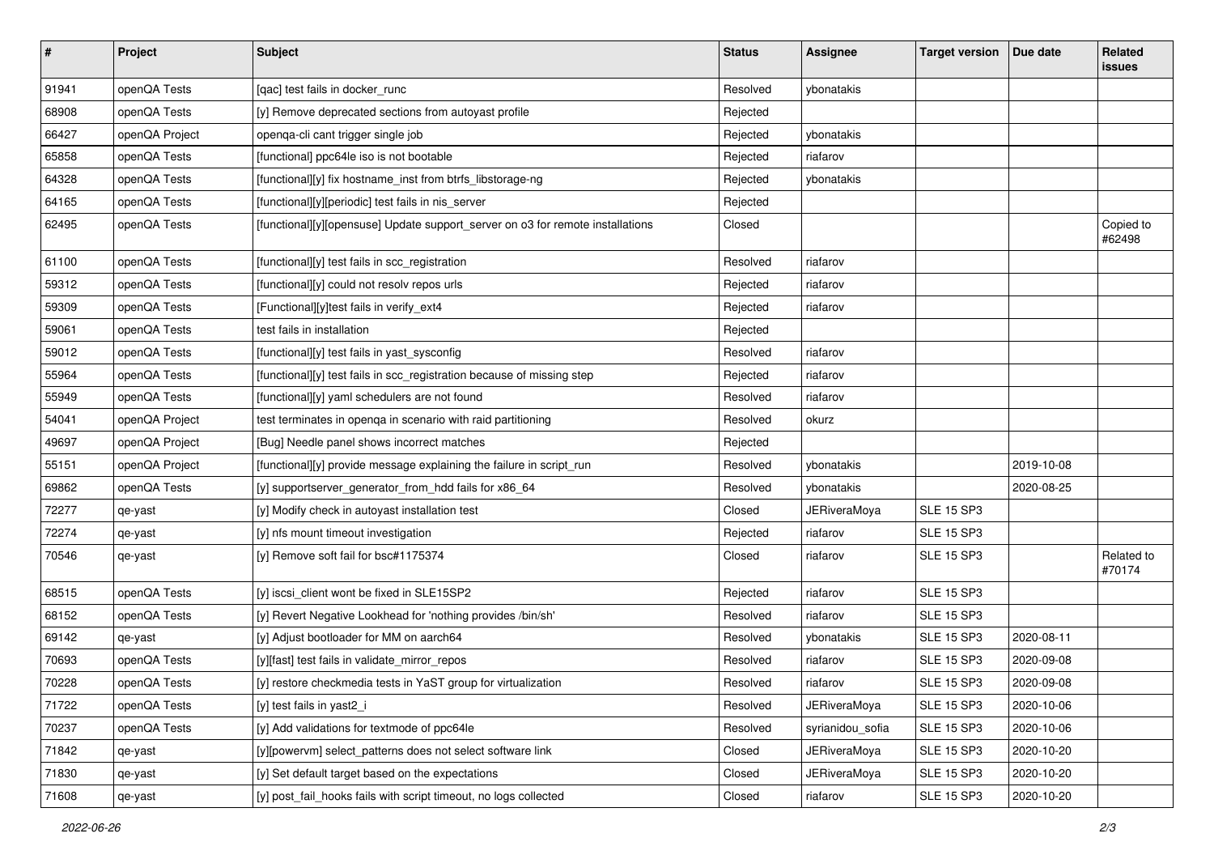| # | Project | Subject | Status | Assignee | Target version | Due date | Related issues |
|---|---|---|---|---|---|---|---|
| 91941 | openQA Tests | [qac] test fails in docker_runc | Resolved | ybonatakis | | | |
| 68908 | openQA Tests | [y] Remove deprecated sections from autoyast profile | Rejected | | | | |
| 66427 | openQA Project | openqa-cli cant trigger single job | Rejected | ybonatakis | | | |
| 65858 | openQA Tests | [functional] ppc64le iso is not bootable | Rejected | riafarov | | | |
| 64328 | openQA Tests | [functional][y] fix hostname_inst from btrfs_libstorage-ng | Rejected | ybonatakis | | | |
| 64165 | openQA Tests | [functional][y][periodic] test fails in nis_server | Rejected | | | | |
| 62495 | openQA Tests | [functional][y][opensuse] Update support_server on o3 for remote installations | Closed | | | | Copied to #62498 |
| 61100 | openQA Tests | [functional][y] test fails in scc_registration | Resolved | riafarov | | | |
| 59312 | openQA Tests | [functional][y] could not resolv repos urls | Rejected | riafarov | | | |
| 59309 | openQA Tests | [Functional][y]test fails in verify_ext4 | Rejected | riafarov | | | |
| 59061 | openQA Tests | test fails in installation | Rejected | | | | |
| 59012 | openQA Tests | [functional][y] test fails in yast_sysconfig | Resolved | riafarov | | | |
| 55964 | openQA Tests | [functional][y] test fails in scc_registration because of missing step | Rejected | riafarov | | | |
| 55949 | openQA Tests | [functional][y] yaml schedulers are not found | Resolved | riafarov | | | |
| 54041 | openQA Project | test terminates in openqa in scenario with raid partitioning | Resolved | okurz | | | |
| 49697 | openQA Project | [Bug] Needle panel shows incorrect matches | Rejected | | | | |
| 55151 | openQA Project | [functional][y] provide message explaining the failure in script_run | Resolved | ybonatakis | | 2019-10-08 | |
| 69862 | openQA Tests | [y] supportserver_generator_from_hdd fails for x86_64 | Resolved | ybonatakis | | 2020-08-25 | |
| 72277 | qe-yast | [y] Modify check in autoyast installation test | Closed | JERiveraMoya | SLE 15 SP3 | | |
| 72274 | qe-yast | [y] nfs mount timeout investigation | Rejected | riafarov | SLE 15 SP3 | | |
| 70546 | qe-yast | [y] Remove soft fail for bsc#1175374 | Closed | riafarov | SLE 15 SP3 | | Related to #70174 |
| 68515 | openQA Tests | [y] iscsi_client wont be fixed in SLE15SP2 | Rejected | riafarov | SLE 15 SP3 | | |
| 68152 | openQA Tests | [y] Revert Negative Lookhead for 'nothing provides /bin/sh' | Resolved | riafarov | SLE 15 SP3 | | |
| 69142 | qe-yast | [y] Adjust bootloader for MM on aarch64 | Resolved | ybonatakis | SLE 15 SP3 | 2020-08-11 | |
| 70693 | openQA Tests | [y][fast] test fails in validate_mirror_repos | Resolved | riafarov | SLE 15 SP3 | 2020-09-08 | |
| 70228 | openQA Tests | [y] restore checkmedia tests in YaST group for virtualization | Resolved | riafarov | SLE 15 SP3 | 2020-09-08 | |
| 71722 | openQA Tests | [y] test fails in yast2_i | Resolved | JERiveraMoya | SLE 15 SP3 | 2020-10-06 | |
| 70237 | openQA Tests | [y] Add validations for textmode of ppc64le | Resolved | syrianidou_sofia | SLE 15 SP3 | 2020-10-06 | |
| 71842 | qe-yast | [y][powervm] select_patterns does not select software link | Closed | JERiveraMoya | SLE 15 SP3 | 2020-10-20 | |
| 71830 | qe-yast | [y] Set default target based on the expectations | Closed | JERiveraMoya | SLE 15 SP3 | 2020-10-20 | |
| 71608 | qe-yast | [y] post_fail_hooks fails with script timeout, no logs collected | Closed | riafarov | SLE 15 SP3 | 2020-10-20 | |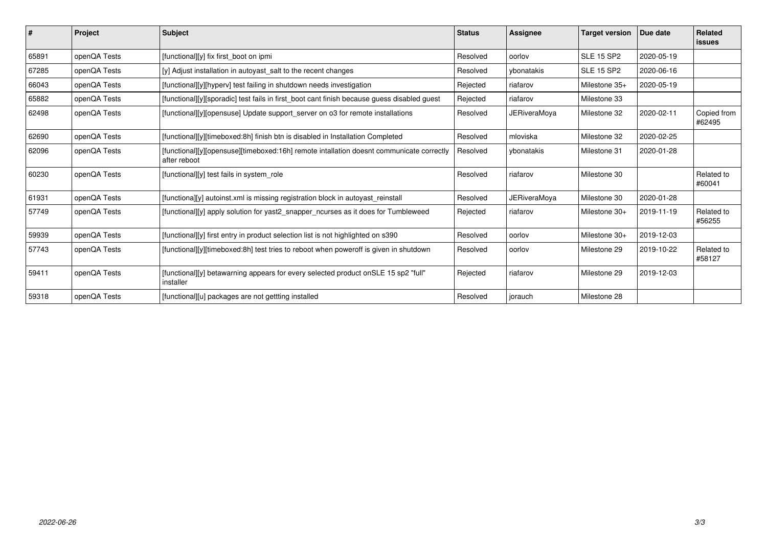| # | Project | Subject | Status | Assignee | Target version | Due date | Related issues |
|---|---|---|---|---|---|---|---|
| 65891 | openQA Tests | [functional][y] fix first_boot on ipmi | Resolved | oorlov | SLE 15 SP2 | 2020-05-19 | |
| 67285 | openQA Tests | [y] Adjust installation in autoyast_salt to the recent changes | Resolved | ybonatakis | SLE 15 SP2 | 2020-06-16 | |
| 66043 | openQA Tests | [functional][y][hyperv] test failing in shutdown needs investigation | Rejected | riafarov | Milestone 35+ | 2020-05-19 | |
| 65882 | openQA Tests | [functional][y][sporadic] test fails in first_boot cant finish because guess disabled guest | Rejected | riafarov | Milestone 33 | | |
| 62498 | openQA Tests | [functional][y][opensuse] Update support_server on o3 for remote installations | Resolved | JERiveraMoya | Milestone 32 | 2020-02-11 | Copied from #62495 |
| 62690 | openQA Tests | [functional][y][timeboxed:8h] finish btn is disabled in Installation Completed | Resolved | mloviska | Milestone 32 | 2020-02-25 | |
| 62096 | openQA Tests | [functional][y][opensuse][timeboxed:16h] remote intallation doesnt communicate correctly after reboot | Resolved | ybonatakis | Milestone 31 | 2020-01-28 | |
| 60230 | openQA Tests | [functional][y] test fails in system_role | Resolved | riafarov | Milestone 30 | | Related to #60041 |
| 61931 | openQA Tests | [functiona][y] autoinst.xml is missing registration block in autoyast_reinstall | Resolved | JERiveraMoya | Milestone 30 | 2020-01-28 | |
| 57749 | openQA Tests | [functional][y] apply solution for yast2_snapper_ncurses as it does for Tumbleweed | Rejected | riafarov | Milestone 30+ | 2019-11-19 | Related to #56255 |
| 59939 | openQA Tests | [functional][y] first entry in product selection list is not highlighted on s390 | Resolved | oorlov | Milestone 30+ | 2019-12-03 | |
| 57743 | openQA Tests | [functional][y][timeboxed:8h] test tries to reboot when poweroff is given in shutdown | Resolved | oorlov | Milestone 29 | 2019-10-22 | Related to #58127 |
| 59411 | openQA Tests | [functional][y] betawarning appears for every selected product onSLE 15 sp2 "full" installer | Rejected | riafarov | Milestone 29 | 2019-12-03 | |
| 59318 | openQA Tests | [functional][u] packages are not gettting installed | Resolved | jorauch | Milestone 28 | | |